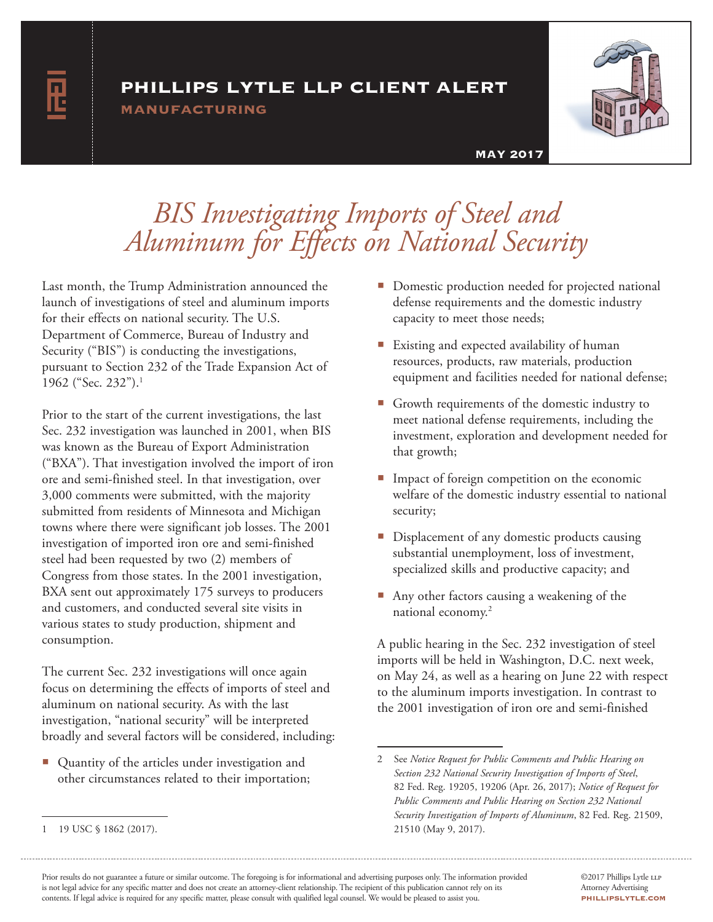# PHILLIPS LYTLE LLP CLIENT ALERT

## MANUFACTURING

MAY 2017

# *BIS Investigating Imports of Steel and Aluminum for Effects on National Security*

Last month, the Trump Administration announced the launch of investigations of steel and aluminum imports for their effects on national security. The U.S. Department of Commerce, Bureau of Industry and Security ("BIS") is conducting the investigations, pursuant to Section 232 of the Trade Expansion Act of 1962 ("Sec. 232").[1]

Prior to the start of the current investigations, the last Sec. 232 investigation was launched in 2001, when BIS was known as the Bureau of Export Administration ("BXA"). That investigation involved the import of iron ore and semi-finished steel. In that investigation, over 3,000 comments were submitted, with the majority submitted from residents of Minnesota and Michigan towns where there were significant job losses. The 2001 investigation of imported iron ore and semi-finished steel had been requested by two (2) members of Congress from those states. In the 2001 investigation, BXA sent out approximately 175 surveys to producers and customers, and conducted several site visits in various states to study production, shipment and consumption.

The current Sec. 232 investigations will once again focus on determining the effects of imports of steel and aluminum on national security. As with the last investigation, "national security" will be interpreted broadly and several factors will be considered, including:

- Quantity of the articles under investigation and other circumstances related to their importation;
- Domestic production needed for projected national defense requirements and the domestic industry capacity to meet those needs;
- Existing and expected availability of human resources, products, raw materials, production equipment and facilities needed for national defense;
- Growth requirements of the domestic industry to meet national defense requirements, including the investment, exploration and development needed for that growth;
- Impact of foreign competition on the economic welfare of the domestic industry essential to national security;
- Displacement of any domestic products causing substantial unemployment, loss of investment, specialized skills and productive capacity; and
- Any other factors causing a weakening of the national economy.[2]

A public hearing in the Sec. 232 investigation of steel imports will be held in Washington, D.C. next week, on May 24, as well as a hearing on June 22 with respect to the aluminum imports investigation. In contrast to the 2001 investigation of iron ore and semi-finished

---

1 19 USC § 1862 (2017).

2 See *Notice Request for Public Comments and Public Hearing on Section 232 National Security Investigation of Imports of Steel*, 82 Fed. Reg. 19205, 19206 (Apr. 26, 2017); *Notice of Request for Public Comments and Public Hearing on Section 232 National Security Investigation of Imports of Aluminum*, 82 Fed. Reg. 21509, 21510 (May 9, 2017).

Prior results do not guarantee a future or similar outcome. The foregoing is for informational and advertising purposes only. The information provided is not legal advice for any specific matter and does not create an attorney-client relationship. The recipient of this publication cannot rely on its contents. If legal advice is required for any specific matter, please consult with qualified legal counsel. We would be pleased to assist you.

©2017 Phillips Lytle LLP
Attorney Advertising
phillipslytle.com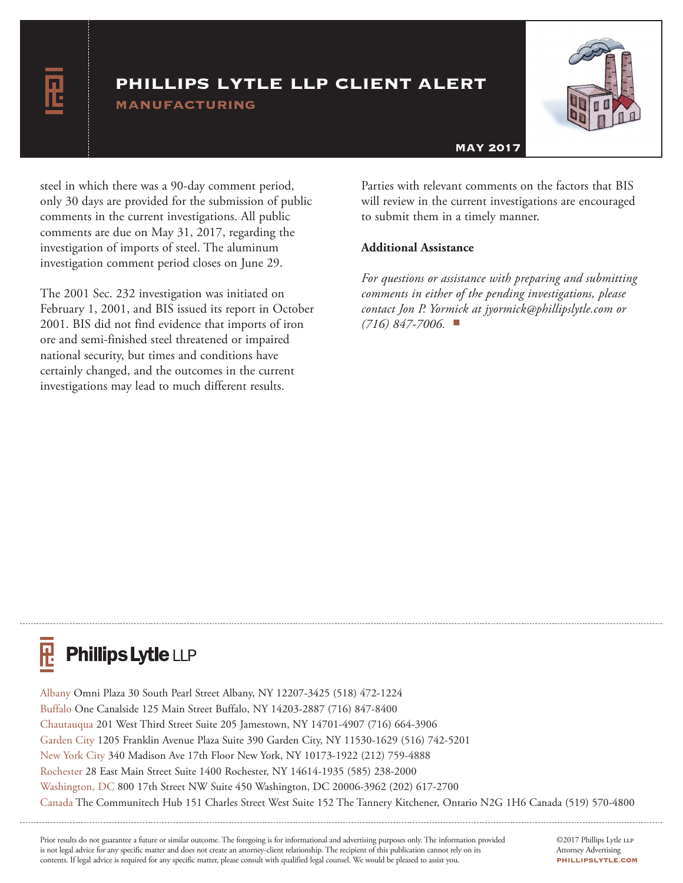steel in which there was a 90-day comment period, only 30 days are provided for the submission of public comments in the current investigations. All public comments are due on May 31, 2017, regarding the investigation of imports of steel. The aluminum investigation comment period closes on June 29.

The 2001 Sec. 232 investigation was initiated on February 1, 2001, and BIS issued its report in October 2001. BIS did not find evidence that imports of iron ore and semi-finished steel threatened or impaired national security, but times and conditions have certainly changed, and the outcomes in the current investigations may lead to much different results.

Parties with relevant comments on the factors that BIS will review in the current investigations are encouraged to submit them in a timely manner.

**Additional Assistance**

*For questions or assistance with preparing and submitting comments in either of the pending investigations, please contact Jon P. Yormick at jyormick@phillipslytle.com or (716) 847-7006.* ■

**Phillips Lytle LLP**

Albany Omni Plaza 30 South Pearl Street Albany, NY 12207-3425 (518) 472-1224
Buffalo One Canalside 125 Main Street Buffalo, NY 14203-2887 (716) 847-8400
Chautauqua 201 West Third Street Suite 205 Jamestown, NY 14701-4907 (716) 664-3906
Garden City 1205 Franklin Avenue Plaza Suite 390 Garden City, NY 11530-1629 (516) 742-5201
New York City 340 Madison Ave 17th Floor New York, NY 10173-1922 (212) 759-4888
Rochester 28 East Main Street Suite 1400 Rochester, NY 14614-1935 (585) 238-2000
Washington, DC 800 17th Street NW Suite 450 Washington, DC 20006-3962 (202) 617-2700
Canada The Communitech Hub 151 Charles Street West Suite 152 The Tannery Kitchener, Ontario N2G 1H6 Canada (519) 570-4800

Prior results do not guarantee a future or similar outcome. The foregoing is for informational and advertising purposes only. The information provided is not legal advice for any specific matter and does not create an attorney-client relationship. The recipient of this publication cannot rely on its contents. If legal advice is required for any specific matter, please consult with qualified legal counsel. We would be pleased to assist you.

©2017 Phillips Lytle LLP
Attorney Advertising
PHILLIPSLYTLE.COM